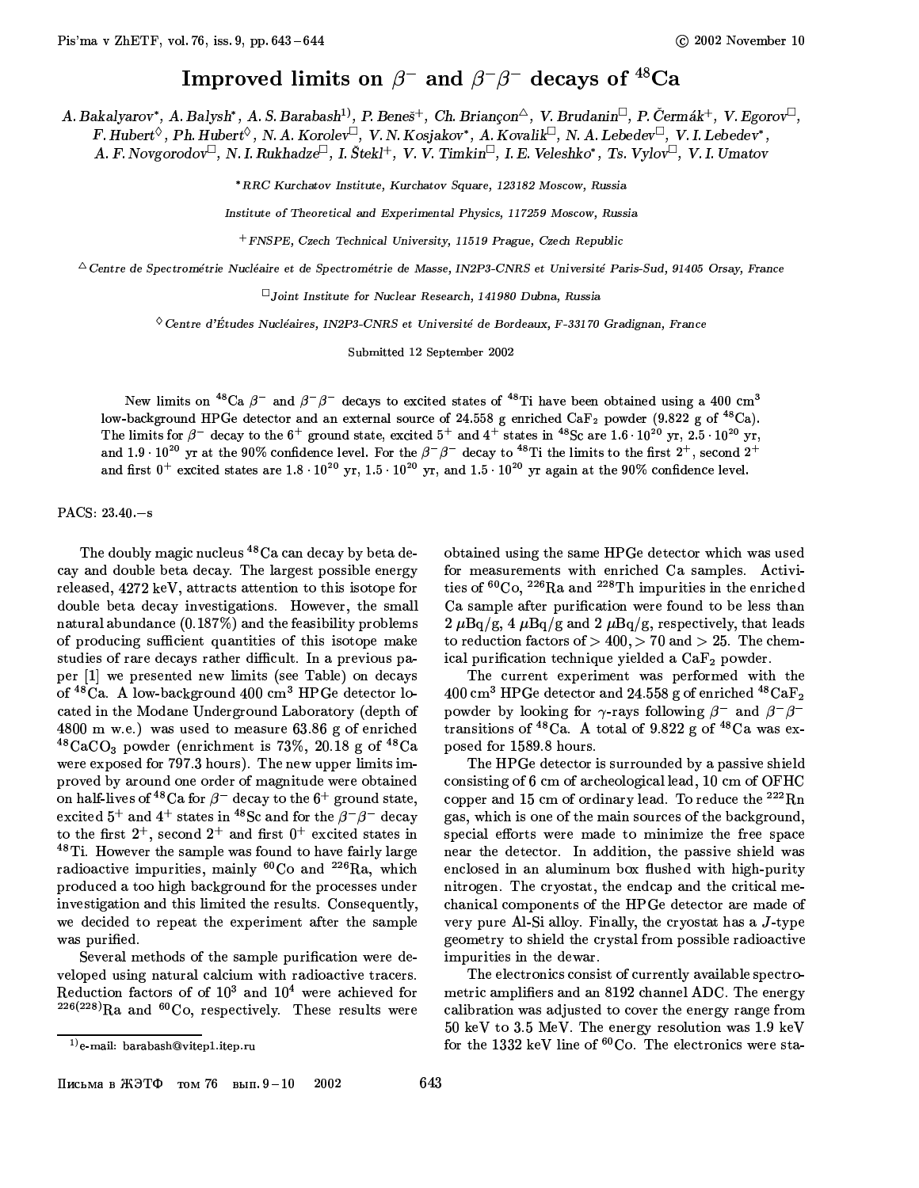# Improved limits on $\beta^-$ and $\beta^-\beta^-$ decays of $^{48}$Ca

A. Bakalyarov*, A. Balysh*, A. S. Barabash[1)], P. Beneš+, Ch. Briançon△, V. Brudanin□, P. Čermák+, V. Egorov□, F. Hubert◇, Ph. Hubert◇, N. A. Korolev□, V. N. Kosjakov*, A. Kovalik□, N. A. Lebedev□, V. I. Lebedev*, A. F. Novgorodov□, N. I. Rukhadze□, I. Štekl+, V. V. Timkin□, I. E. Veleshko*, Ts. Vylov□, V. I. Umatov

*RRC Kurchatov Institute, Kurchatov Square, 123182 Moscow, Russia

Institute of Theoretical and Experimental Physics, 117259 Moscow, Russia

+FNSPE, Czech Technical University, 11519 Prague, Czech Republic

△Centre de Spectrométrie Nucléaire et de Spectrométrie de Masse, IN2P3-CNRS et Université Paris-Sud, 91405 Orsay, France

□Joint Institute for Nuclear Research, 141980 Dubna, Russia

◇Centre d'Études Nucléaires, IN2P3-CNRS et Université de Bordeaux, F-33170 Gradignan, France

Submitted 12 September 2002

New limits on $^{48}$Ca $\beta^-$ and $\beta^-\beta^-$ decays to excited states of $^{48}$Ti have been obtained using a 400 cm$^3$ low-background HPGe detector and an external source of 24.558 g enriched $CaF_2$ powder (9.822 g of $^{48}$Ca). The limits for $\beta^-$ decay to the $6^+$ ground state, excited $5^+$ and $4^+$ states in $^{48}$Sc are $1.6 \cdot 10^{20}$ yr, $2.5 \cdot 10^{20}$ yr, and $1.9 \cdot 10^{20}$ yr at the 90% confidence level. For the $\beta^-\beta^-$ decay to $^{48}$Ti the limits to the first $2^+$, second $2^+$ and first $0^+$ excited states are $1.8 \cdot 10^{20}$ yr, $1.5 \cdot 10^{20}$ yr, and $1.5 \cdot 10^{20}$ yr again at the 90% confidence level.

PACS: 23.40.−s

The doubly magic nucleus $^{48}$Ca can decay by beta decay and double beta decay. The largest possible energy released, 4272 keV, attracts attention to this isotope for double beta decay investigations. However, the small natural abundance (0.187%) and the feasibility problems of producing sufficient quantities of this isotope make studies of rare decays rather difficult. In a previous paper [1] we presented new limits (see Table) on decays of $^{48}$Ca. A low-background 400 cm$^3$ HPGe detector located in the Modane Underground Laboratory (depth of 4800 m w.e.) was used to measure 63.86 g of enriched $^{48}CaCO_3$ powder (enrichment is 73%, 20.18 g of $^{48}$Ca were exposed for 797.3 hours). The new upper limits improved by around one order of magnitude were obtained on half-lives of $^{48}$Ca for $\beta^-$ decay to the $6^+$ ground state, excited $5^+$ and $4^+$ states in $^{48}$Sc and for the $\beta^-\beta^-$ decay to the first $2^+$, second $2^+$ and first $0^+$ excited states in $^{48}$Ti. However the sample was found to have fairly large radioactive impurities, mainly $^{60}$Co and $^{226}$Ra, which produced a too high background for the processes under investigation and this limited the results. Consequently, we decided to repeat the experiment after the sample was purified.

Several methods of the sample purification were developed using natural calcium with radioactive tracers. Reduction factors of of $10^3$ and $10^4$ were achieved for $^{226(228)}$Ra and $^{60}$Co, respectively. These results were obtained using the same HPGe detector which was used for measurements with enriched Ca samples. Activities of $^{60}$Co, $^{226}$Ra and $^{228}$Th impurities in the enriched Ca sample after purification were found to be less than 2 $\mu$Bq/g, 4 $\mu$Bq/g and 2 $\mu$Bq/g, respectively, that leads to reduction factors of $> 400$, $> 70$ and $> 25$. The chemical purification technique yielded a $CaF_2$ powder.

The current experiment was performed with the 400 cm$^3$ HPGe detector and 24.558 g of enriched $^{48}CaF_2$ powder by looking for $\gamma$-rays following $\beta^-$ and $\beta^-\beta^-$ transitions of $^{48}$Ca. A total of 9.822 g of $^{48}$Ca was exposed for 1589.8 hours.

The HPGe detector is surrounded by a passive shield consisting of 6 cm of archeological lead, 10 cm of OFHC copper and 15 cm of ordinary lead. To reduce the $^{222}$Rn gas, which is one of the main sources of the background, special efforts were made to minimize the free space near the detector. In addition, the passive shield was enclosed in an aluminum box flushed with high-purity nitrogen. The cryostat, the endcap and the critical mechanical components of the HPGe detector are made of very pure Al-Si alloy. Finally, the cryostat has a $J$-type geometry to shield the crystal from possible radioactive impurities in the dewar.

The electronics consist of currently available spectrometric amplifiers and an 8192 channel ADC. The energy calibration was adjusted to cover the energy range from 50 keV to 3.5 MeV. The energy resolution was 1.9 keV for the 1332 keV line of $^{60}$Co. The electronics were sta-

[1)] e-mail: barabash@vitep1.itep.ru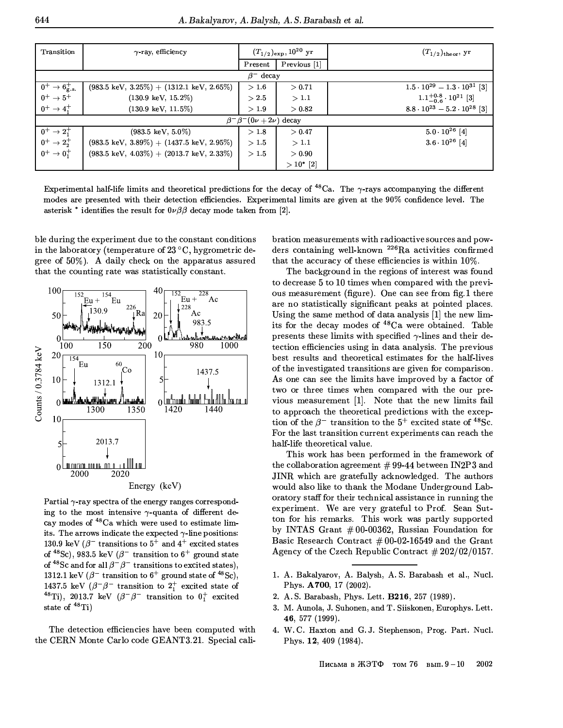| Transition | $\gamma$-ray, efficiency | $(T_{1/2})_{\text{exp}}$, $10^{20}$ yr | | $(T_{1/2})_{\text{theor}}$, yr |
|---|---|---|---|---|
| | | Present | Previous [1] | |
| | | $\beta^-$ decay | | |
| $0^+ \to 6^+_{\text{g.s.}}$ | (983.5 keV, 3.25%) + (1312.1 keV, 2.65%) | > 1.6 | > 0.71 | $1.5 \cdot 10^{29} - 1.3 \cdot 10^{31}$ [3] |
| $0^+ \to 5^+$ | (130.9 keV, 15.2%) | > 2.5 | > 1.1 | $1.1^{+0.8}_{-0.6} \cdot 10^{21}$ [3] |
| $0^+ \to 4^+_1$ | (130.9 keV, 11.5%) | > 1.9 | > 0.82 | $8.8 \cdot 10^{23} - 5.2 \cdot 10^{28}$ [3] |
| | | $\beta^-\beta^-(0\nu + 2\nu)$ decay | | |
| $0^+ \to 2^+_1$ | (983.5 keV, 5.0%) | > 1.8 | > 0.47 | $5.0 \cdot 10^{26}$ [4] |
| $0^+ \to 2^+_2$ | (983.5 keV, 3.89%) + (1437.5 keV, 2.95%) | > 1.5 | > 1.1 | $3.6 \cdot 10^{26}$ [4] |
| $0^+ \to 0^+_1$ | (983.5 keV, 4.03%) + (2013.7 keV, 2.33%) | > 1.5 | > 0.90 | |
| | | | > 10* [2] | |

Experimental half-life limits and theoretical predictions for the decay of $^{48}$Ca. The $\gamma$-rays accompanying the different modes are presented with their detection efficiencies. Experimental limits are given at the 90% confidence level. The asterisk * identifies the result for $0\nu\beta\beta$ decay mode taken from [2].

ble during the experiment due to the constant conditions in the laboratory (temperature of 23 °C, hygrometric degree of 50%). A daily check on the apparatus assured that the counting rate was statistically constant.

Counts / 0.3784 keV

100, 50, 0

152 Eu + 154 Eu

130.9

226 Ra

100, 150, 200

40, 20, 0

152 Eu + 228 Ac

228 Ac

983.5

980, 1000

20, 10, 0

154 Eu

60 Co

1312.1

1300, 1350

10, 5, 0

1437.5

1420, 1440

10, 5, 0

2013.7

2000, 2020

Energy (keV)

Partial $\gamma$-ray spectra of the energy ranges corresponding to the most intensive $\gamma$-quanta of different decay modes of $^{48}$Ca which were used to estimate limits. The arrows indicate the expected $\gamma$-line positions: 130.9 keV ($\beta^-$ transitions to $5^+$ and $4^+$ excited states of $^{48}$Sc), 983.5 keV ($\beta^-$ transition to $6^+$ ground state of $^{48}$Sc and for all $\beta^-\beta^-$ transitions to excited states), 1312.1 keV ($\beta^-$ transition to $6^+$ ground state of $^{48}$Sc), 1437.5 keV ($\beta^-\beta^-$ transition to $2^+_1$ excited state of $^{48}$Ti), 2013.7 keV ($\beta^-\beta^-$ transition to $0^+_1$ excited state of $^{48}$Ti)

The detection efficiencies have been computed with the CERN Monte Carlo code GEANT3.21. Special calibration measurements with radioactive sources and powders containing well-known $^{226}$Ra activities confirmed that the accuracy of these efficiencies is within 10%.

The background in the regions of interest was found to decrease 5 to 10 times when compared with the previous measurement (figure). One can see from fig.1 there are no statistically significant peaks at pointed places. Using the same method of data analysis [1] the new limits for the decay modes of $^{48}$Ca were obtained. Table presents these limits with specified $\gamma$-lines and their detection efficiencies using in data analysis. The previous best results and theoretical estimates for the half-lives of the investigated transitions are given for comparison. As one can see the limits have improved by a factor of two or three times when compared with the our previous measurement [1]. Note that the new limits fail to approach the theoretical predictions with the exception of the $\beta^-$ transition to the $5^+$ excited state of $^{48}$Sc. For the last transition current experiments can reach the half-life theoretical value.

This work has been performed in the framework of the collaboration agreement # 99-44 between IN2P3 and JINR which are gratefully acknowledged. The authors would also like to thank the Modane Underground Laboratory staff for their technical assistance in running the experiment. We are very grateful to Prof. Sean Sutton for his remarks. This work was partly supported by INTAS Grant # 00-00362, Russian Foundation for Basic Research Contract # 00-02-16549 and the Grant Agency of the Czech Republic Contract # 202/02/0157.

1. A. Bakalyarov, A. Balysh, A. S. Barabash et al., Nucl. Phys. **A700**, 17 (2002).
2. A. S. Barabash, Phys. Lett. **B216**, 257 (1989).
3. M. Aunola, J. Suhonen, and T. Siiskonen, Europhys. Lett. **46**, 577 (1999).
4. W. C. Haxton and G. J. Stephenson, Prog. Part. Nucl. Phys. **12**, 409 (1984).